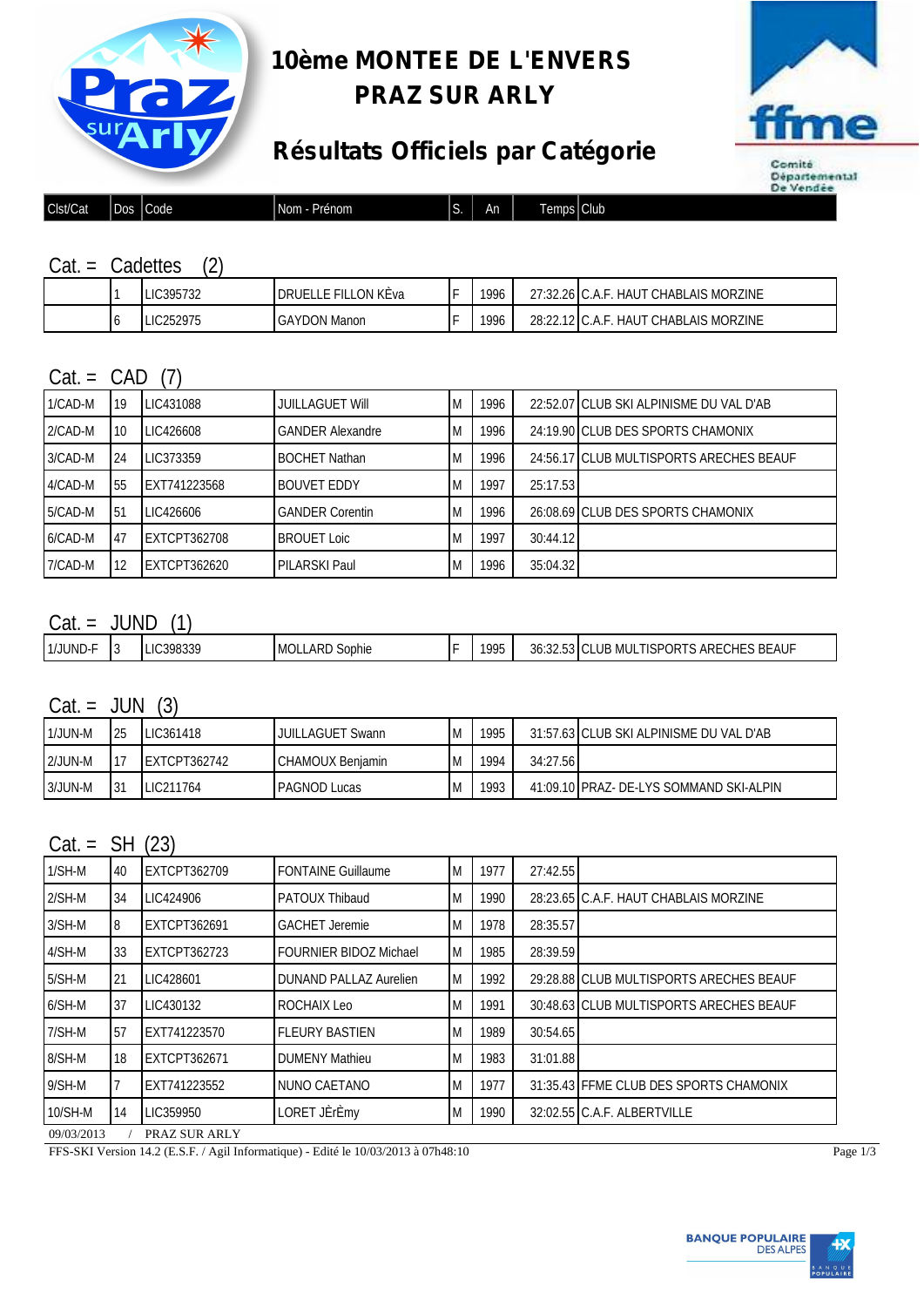# 10ème MONTEE DE L'ENVERS
# PRAZ SUR ARLY

## Résultats Officiels par Catégorie

Comité Départemental De Vendée

### Cat. = Cadettes (2)

| Clst/Cat | Dos | Code | Nom - Prénom | S. | An | Temps | Club |
|---|---|---|---|---|---|---|---|
| | 1 | LIC395732 | DRUELLE FILLON KÈva | F | 1996 | 27:32.26 | C.A.F. HAUT CHABLAIS MORZINE |
| | 6 | LIC252975 | GAYDON Manon | F | 1996 | 28:22.12 | C.A.F. HAUT CHABLAIS MORZINE |

### Cat. = CAD (7)

| Clst/Cat | Dos | Code | Nom - Prénom | S. | An | Temps | Club |
|---|---|---|---|---|---|---|---|
| 1/CAD-M | 19 | LIC431088 | JUILLAGUET Will | M | 1996 | 22:52.07 | CLUB SKI ALPINISME DU VAL D'AB |
| 2/CAD-M | 10 | LIC426608 | GANDER Alexandre | M | 1996 | 24:19.90 | CLUB DES SPORTS CHAMONIX |
| 3/CAD-M | 24 | LIC373359 | BOCHET Nathan | M | 1996 | 24:56.17 | CLUB MULTISPORTS ARECHES BEAUF |
| 4/CAD-M | 55 | EXT741223568 | BOUVET EDDY | M | 1997 | 25:17.53 | |
| 5/CAD-M | 51 | LIC426606 | GANDER Corentin | M | 1996 | 26:08.69 | CLUB DES SPORTS CHAMONIX |
| 6/CAD-M | 47 | EXTCPT362708 | BROUET Loic | M | 1997 | 30:44.12 | |
| 7/CAD-M | 12 | EXTCPT362620 | PILARSKI Paul | M | 1996 | 35:04.32 | |

### Cat. = JUND (1)

| Clst/Cat | Dos | Code | Nom - Prénom | S. | An | Temps | Club |
|---|---|---|---|---|---|---|---|
| 1/JUND-F | 3 | LIC398339 | MOLLARD Sophie | F | 1995 | 36:32.53 | CLUB MULTISPORTS ARECHES BEAUF |

### Cat. = JUN (3)

| Clst/Cat | Dos | Code | Nom - Prénom | S. | An | Temps | Club |
|---|---|---|---|---|---|---|---|
| 1/JUN-M | 25 | LIC361418 | JUILLAGUET Swann | M | 1995 | 31:57.63 | CLUB SKI ALPINISME DU VAL D'AB |
| 2/JUN-M | 17 | EXTCPT362742 | CHAMOUX Benjamin | M | 1994 | 34:27.56 | |
| 3/JUN-M | 31 | LIC211764 | PAGNOD Lucas | M | 1993 | 41:09.10 | PRAZ- DE-LYS SOMMAND SKI-ALPIN |

### Cat. = SH (23)

| Clst/Cat | Dos | Code | Nom - Prénom | S. | An | Temps | Club |
|---|---|---|---|---|---|---|---|
| 1/SH-M | 40 | EXTCPT362709 | FONTAINE Guillaume | M | 1977 | 27:42.55 | |
| 2/SH-M | 34 | LIC424906 | PATOUX Thibaud | M | 1990 | 28:23.65 | C.A.F. HAUT CHABLAIS MORZINE |
| 3/SH-M | 8 | EXTCPT362691 | GACHET Jeremie | M | 1978 | 28:35.57 | |
| 4/SH-M | 33 | EXTCPT362723 | FOURNIER BIDOZ Michael | M | 1985 | 28:39.59 | |
| 5/SH-M | 21 | LIC428601 | DUNAND PALLAZ Aurelien | M | 1992 | 29:28.88 | CLUB MULTISPORTS ARECHES BEAUF |
| 6/SH-M | 37 | LIC430132 | ROCHAIX Leo | M | 1991 | 30:48.63 | CLUB MULTISPORTS ARECHES BEAUF |
| 7/SH-M | 57 | EXT741223570 | FLEURY BASTIEN | M | 1989 | 30:54.65 | |
| 8/SH-M | 18 | EXTCPT362671 | DUMENY Mathieu | M | 1983 | 31:01.88 | |
| 9/SH-M | 7 | EXT741223552 | NUNO CAETANO | M | 1977 | 31:35.43 | FFME CLUB DES SPORTS CHAMONIX |
| 10/SH-M | 14 | LIC359950 | LORET JÈrÈmy | M | 1990 | 32:02.55 | C.A.F. ALBERTVILLE |

09/03/2013 / PRAZ SUR ARLY

FFS-SKI Version 14.2 (E.S.F. / Agil Informatique) - Edité le 10/03/2013 à 07h48:10

BANQUE POPULAIRE DES ALPES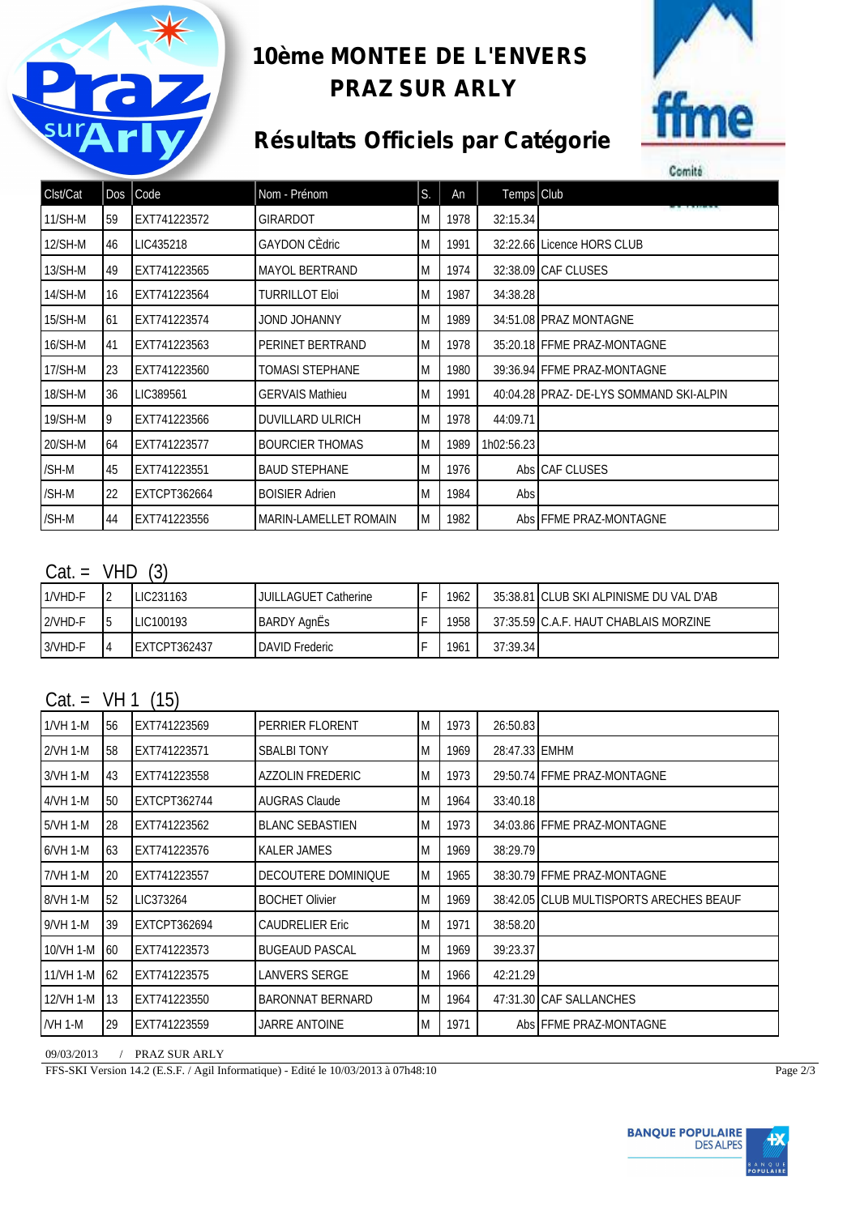# 10ème MONTEE DE L'ENVERS PRAZ SUR ARLY

## Résultats Officiels par Catégorie

| Clst/Cat | Dos | Code | Nom - Prénom | S. | An | Temps | Club |
|---|---|---|---|---|---|---|---|
| 11/SH-M | 59 | EXT741223572 | GIRARDOT | M | 1978 | 32:15.34 | |
| 12/SH-M | 46 | LIC435218 | GAYDON CÈdric | M | 1991 | 32:22.66 | Licence HORS CLUB |
| 13/SH-M | 49 | EXT741223565 | MAYOL BERTRAND | M | 1974 | 32:38.09 | CAF CLUSES |
| 14/SH-M | 16 | EXT741223564 | TURRILLOT Eloi | M | 1987 | 34:38.28 | |
| 15/SH-M | 61 | EXT741223574 | JOND JOHANNY | M | 1989 | 34:51.08 | PRAZ MONTAGNE |
| 16/SH-M | 41 | EXT741223563 | PERINET BERTRAND | M | 1978 | 35:20.18 | FFME PRAZ-MONTAGNE |
| 17/SH-M | 23 | EXT741223560 | TOMASI STEPHANE | M | 1980 | 39:36.94 | FFME PRAZ-MONTAGNE |
| 18/SH-M | 36 | LIC389561 | GERVAIS Mathieu | M | 1991 | 40:04.28 | PRAZ- DE-LYS SOMMAND SKI-ALPIN |
| 19/SH-M | 9 | EXT741223566 | DUVILLARD ULRICH | M | 1978 | 44:09.71 | |
| 20/SH-M | 64 | EXT741223577 | BOURCIER THOMAS | M | 1989 | 1h02:56.23 | |
| /SH-M | 45 | EXT741223551 | BAUD STEPHANE | M | 1976 | Abs | CAF CLUSES |
| /SH-M | 22 | EXTCPT362664 | BOISIER Adrien | M | 1984 | Abs | |
| /SH-M | 44 | EXT741223556 | MARIN-LAMELLET ROMAIN | M | 1982 | Abs | FFME PRAZ-MONTAGNE |

Cat. = VHD (3)

| Clst/Cat | Dos | Code | Nom - Prénom | S. | An | Temps | Club |
|---|---|---|---|---|---|---|---|
| 1/VHD-F | 2 | LIC231163 | JUILLAGUET Catherine | F | 1962 | 35:38.81 | CLUB SKI ALPINISME DU VAL D'AB |
| 2/VHD-F | 5 | LIC100193 | BARDY AgnËs | F | 1958 | 37:35.59 | C.A.F. HAUT CHABLAIS MORZINE |
| 3/VHD-F | 4 | EXTCPT362437 | DAVID Frederic | F | 1961 | 37:39.34 | |

Cat. = VH 1 (15)

| Clst/Cat | Dos | Code | Nom - Prénom | S. | An | Temps | Club |
|---|---|---|---|---|---|---|---|
| 1/VH 1-M | 56 | EXT741223569 | PERRIER FLORENT | M | 1973 | 26:50.83 | |
| 2/VH 1-M | 58 | EXT741223571 | SBALBI TONY | M | 1969 | 28:47.33 | EMHM |
| 3/VH 1-M | 43 | EXT741223558 | AZZOLIN FREDERIC | M | 1973 | 29:50.74 | FFME PRAZ-MONTAGNE |
| 4/VH 1-M | 50 | EXTCPT362744 | AUGRAS Claude | M | 1964 | 33:40.18 | |
| 5/VH 1-M | 28 | EXT741223562 | BLANC SEBASTIEN | M | 1973 | 34:03.86 | FFME PRAZ-MONTAGNE |
| 6/VH 1-M | 63 | EXT741223576 | KALER JAMES | M | 1969 | 38:29.79 | |
| 7/VH 1-M | 20 | EXT741223557 | DECOUTERE DOMINIQUE | M | 1965 | 38:30.79 | FFME PRAZ-MONTAGNE |
| 8/VH 1-M | 52 | LIC373264 | BOCHET Olivier | M | 1969 | 38:42.05 | CLUB MULTISPORTS ARECHES BEAUF |
| 9/VH 1-M | 39 | EXTCPT362694 | CAUDRELIER Eric | M | 1971 | 38:58.20 | |
| 10/VH 1-M | 60 | EXT741223573 | BUGEAUD PASCAL | M | 1969 | 39:23.37 | |
| 11/VH 1-M | 62 | EXT741223575 | LANVERS SERGE | M | 1966 | 42:21.29 | |
| 12/VH 1-M | 13 | EXT741223550 | BARONNAT BERNARD | M | 1964 | 47:31.30 | CAF SALLANCHES |
| /VH 1-M | 29 | EXT741223559 | JARRE ANTOINE | M | 1971 | Abs | FFME PRAZ-MONTAGNE |

09/03/2013 / PRAZ SUR ARLY

FFS-SKI Version 14.2 (E.S.F. / Agil Informatique) - Edité le 10/03/2013 à 07h48:10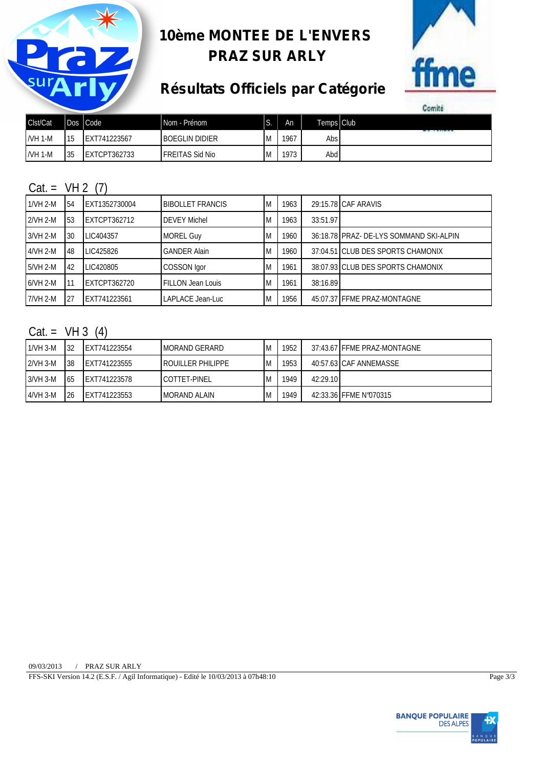# 10ème MONTEE DE L'ENVERS
# PRAZ SUR ARLY

## Résultats Officiels par Catégorie

| Clst/Cat | Dos | Code | Nom - Prénom | S. | An | Temps | Club |
|---|---|---|---|---|---|---|---|
| /VH 1-M | 15 | EXT741223567 | BOEGLIN DIDIER | M | 1967 | Abs | |
| /VH 1-M | 35 | EXTCPT362733 | FREITAS Sid Nio | M | 1973 | Abd | |

Cat. = VH 2 (7)

| Clst/Cat | Dos | Code | Nom - Prénom | S. | An | Temps | Club |
|---|---|---|---|---|---|---|---|
| 1/VH 2-M | 54 | EXT1352730004 | BIBOLLET FRANCIS | M | 1963 | 29:15.78 | CAF ARAVIS |
| 2/VH 2-M | 53 | EXTCPT362712 | DEVEY Michel | M | 1963 | 33:51.97 | |
| 3/VH 2-M | 30 | LIC404357 | MOREL Guy | M | 1960 | 36:18.78 | PRAZ- DE-LYS SOMMAND SKI-ALPIN |
| 4/VH 2-M | 48 | LIC425826 | GANDER Alain | M | 1960 | 37:04.51 | CLUB DES SPORTS CHAMONIX |
| 5/VH 2-M | 42 | LIC420805 | COSSON Igor | M | 1961 | 38:07.93 | CLUB DES SPORTS CHAMONIX |
| 6/VH 2-M | 11 | EXTCPT362720 | FILLON Jean Louis | M | 1961 | 38:16.89 | |
| 7/VH 2-M | 27 | EXT741223561 | LAPLACE Jean-Luc | M | 1956 | 45:07.37 | FFME PRAZ-MONTAGNE |

Cat. = VH 3 (4)

| Clst/Cat | Dos | Code | Nom - Prénom | S. | An | Temps | Club |
|---|---|---|---|---|---|---|---|
| 1/VH 3-M | 32 | EXT741223554 | MORAND GERARD | M | 1952 | 37:43.67 | FFME PRAZ-MONTAGNE |
| 2/VH 3-M | 38 | EXT741223555 | ROUILLER PHILIPPE | M | 1953 | 40:57.63 | CAF ANNEMASSE |
| 3/VH 3-M | 65 | EXT741223578 | COTTET-PINEL | M | 1949 | 42:29.10 | |
| 4/VH 3-M | 26 | EXT741223553 | MORAND ALAIN | M | 1949 | 42:33.36 | FFME N°070315 |

09/03/2013 / PRAZ SUR ARLY

FFS-SKI Version 14.2 (E.S.F. / Agil Informatique) - Edité le 10/03/2013 à 07h48:10